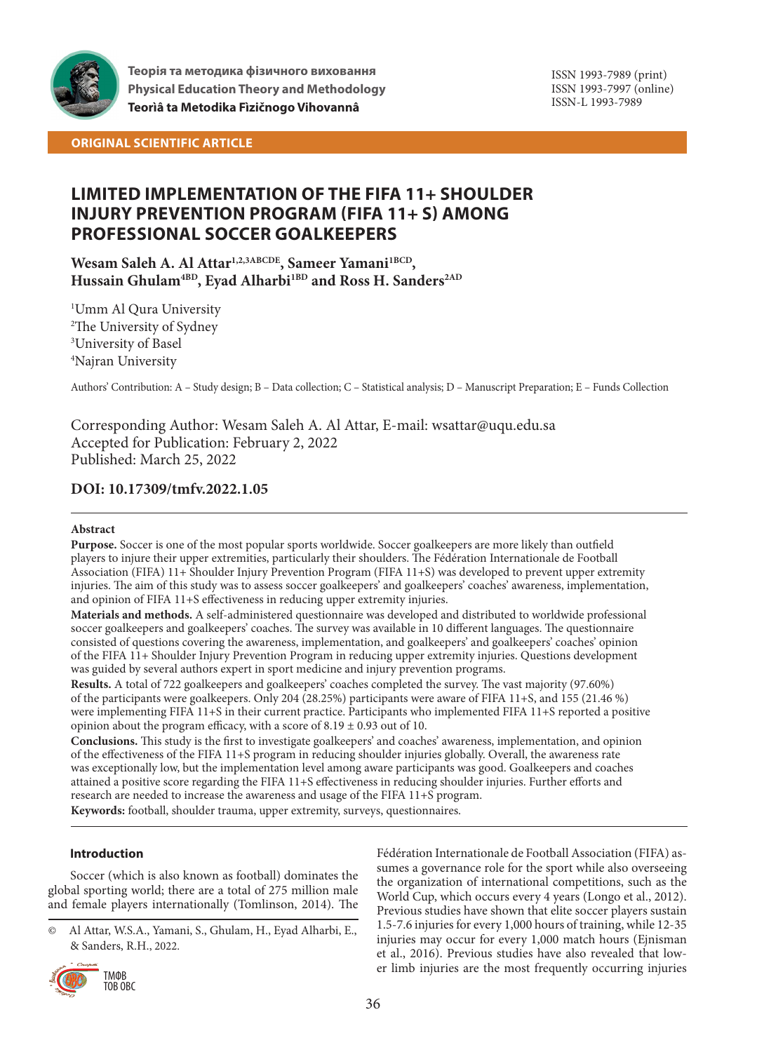**Теорія та методика фізичного виховання**
**Physical Education Theory and Methodology**
**Teorìâ ta Metodika Fìzičnogo Vihovannâ**

ISSN 1993-7989 (print)
ISSN 1993-7997 (online)
ISSN-L 1993-7989

**ORIGINAL SCIENTIFIC ARTICLE**

# LIMITED IMPLEMENTATION OF THE FIFA 11+ SHOULDER INJURY PREVENTION PROGRAM (FIFA 11+ S) AMONG PROFESSIONAL SOCCER GOALKEEPERS

**Wesam Saleh A. Al Attar[1,2,3ABCDE], Sameer Yamani[1BCD], Hussain Ghulam[4BD], Eyad Alharbi[1BD] and Ross H. Sanders[2AD]**

[1]Umm Al Qura University
[2]The University of Sydney
[3]University of Basel
[4]Najran University

Authors' Contribution: A – Study design; B – Data collection; C – Statistical analysis; D – Manuscript Preparation; E – Funds Collection

Corresponding Author: Wesam Saleh A. Al Attar, E-mail: wsattar@uqu.edu.sa
Accepted for Publication: February 2, 2022
Published: March 25, 2022

**DOI: 10.17309/tmfv.2022.1.05**

## Abstract

**Purpose.** Soccer is one of the most popular sports worldwide. Soccer goalkeepers are more likely than outfield players to injure their upper extremities, particularly their shoulders. The Fédération Internationale de Football Association (FIFA) 11+ Shoulder Injury Prevention Program (FIFA 11+S) was developed to prevent upper extremity injuries. The aim of this study was to assess soccer goalkeepers' and goalkeepers' coaches' awareness, implementation, and opinion of FIFA 11+S effectiveness in reducing upper extremity injuries.

**Materials and methods.** A self-administered questionnaire was developed and distributed to worldwide professional soccer goalkeepers and goalkeepers' coaches. The survey was available in 10 different languages. The questionnaire consisted of questions covering the awareness, implementation, and goalkeepers' and goalkeepers' coaches' opinion of the FIFA 11+ Shoulder Injury Prevention Program in reducing upper extremity injuries. Questions development was guided by several authors expert in sport medicine and injury prevention programs.

**Results.** A total of 722 goalkeepers and goalkeepers' coaches completed the survey. The vast majority (97.60%) of the participants were goalkeepers. Only 204 (28.25%) participants were aware of FIFA 11+S, and 155 (21.46 %) were implementing FIFA 11+S in their current practice. Participants who implemented FIFA 11+S reported a positive opinion about the program efficacy, with a score of 8.19 ± 0.93 out of 10.

**Conclusions.** This study is the first to investigate goalkeepers' and coaches' awareness, implementation, and opinion of the effectiveness of the FIFA 11+S program in reducing shoulder injuries globally. Overall, the awareness rate was exceptionally low, but the implementation level among aware participants was good. Goalkeepers and coaches attained a positive score regarding the FIFA 11+S effectiveness in reducing shoulder injuries. Further efforts and research are needed to increase the awareness and usage of the FIFA 11+S program.

**Keywords:** football, shoulder trauma, upper extremity, surveys, questionnaires.

## Introduction

Soccer (which is also known as football) dominates the global sporting world; there are a total of 275 million male and female players internationally (Tomlinson, 2014). The Fédération Internationale de Football Association (FIFA) assumes a governance role for the sport while also overseeing the organization of international competitions, such as the World Cup, which occurs every 4 years (Longo et al., 2012). Previous studies have shown that elite soccer players sustain 1.5-7.6 injuries for every 1,000 hours of training, while 12-35 injuries may occur for every 1,000 match hours (Ejnisman et al., 2016). Previous studies have also revealed that lower limb injuries are the most frequently occurring injuries

© Al Attar, W.S.A., Yamani, S., Ghulam, H., Eyad Alharbi, E., & Sanders, R.H., 2022.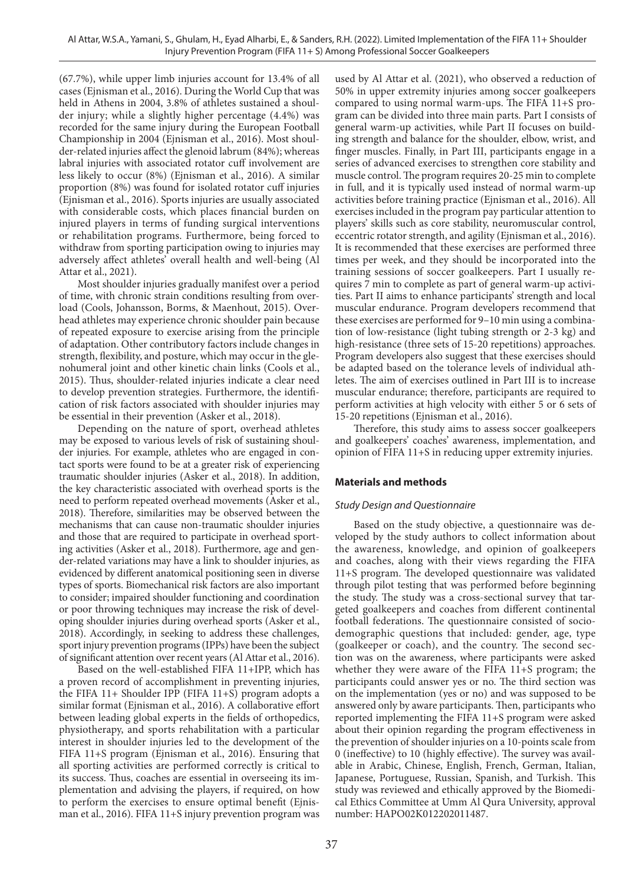(67.7%), while upper limb injuries account for 13.4% of all cases (Ejnisman et al., 2016). During the World Cup that was held in Athens in 2004, 3.8% of athletes sustained a shoulder injury; while a slightly higher percentage (4.4%) was recorded for the same injury during the European Football Championship in 2004 (Ejnisman et al., 2016). Most shoulder-related injuries affect the glenoid labrum (84%); whereas labral injuries with associated rotator cuff involvement are less likely to occur (8%) (Ejnisman et al., 2016). A similar proportion (8%) was found for isolated rotator cuff injuries (Ejnisman et al., 2016). Sports injuries are usually associated with considerable costs, which places financial burden on injured players in terms of funding surgical interventions or rehabilitation programs. Furthermore, being forced to withdraw from sporting participation owing to injuries may adversely affect athletes' overall health and well-being (Al Attar et al., 2021).

Most shoulder injuries gradually manifest over a period of time, with chronic strain conditions resulting from overload (Cools, Johansson, Borms, & Maenhout, 2015). Overhead athletes may experience chronic shoulder pain because of repeated exposure to exercise arising from the principle of adaptation. Other contributory factors include changes in strength, flexibility, and posture, which may occur in the glenohumeral joint and other kinetic chain links (Cools et al., 2015). Thus, shoulder-related injuries indicate a clear need to develop prevention strategies. Furthermore, the identification of risk factors associated with shoulder injuries may be essential in their prevention (Asker et al., 2018).

Depending on the nature of sport, overhead athletes may be exposed to various levels of risk of sustaining shoulder injuries. For example, athletes who are engaged in contact sports were found to be at a greater risk of experiencing traumatic shoulder injuries (Asker et al., 2018). In addition, the key characteristic associated with overhead sports is the need to perform repeated overhead movements (Asker et al., 2018). Therefore, similarities may be observed between the mechanisms that can cause non-traumatic shoulder injuries and those that are required to participate in overhead sporting activities (Asker et al., 2018). Furthermore, age and gender-related variations may have a link to shoulder injuries, as evidenced by different anatomical positioning seen in diverse types of sports. Biomechanical risk factors are also important to consider; impaired shoulder functioning and coordination or poor throwing techniques may increase the risk of developing shoulder injuries during overhead sports (Asker et al., 2018). Accordingly, in seeking to address these challenges, sport injury prevention programs (IPPs) have been the subject of significant attention over recent years (Al Attar et al., 2016).

Based on the well-established FIFA 11+IPP, which has a proven record of accomplishment in preventing injuries, the FIFA 11+ Shoulder IPP (FIFA 11+S) program adopts a similar format (Ejnisman et al., 2016). A collaborative effort between leading global experts in the fields of orthopedics, physiotherapy, and sports rehabilitation with a particular interest in shoulder injuries led to the development of the FIFA 11+S program (Ejnisman et al., 2016). Ensuring that all sporting activities are performed correctly is critical to its success. Thus, coaches are essential in overseeing its implementation and advising the players, if required, on how to perform the exercises to ensure optimal benefit (Ejnisman et al., 2016). FIFA 11+S injury prevention program was used by Al Attar et al. (2021), who observed a reduction of 50% in upper extremity injuries among soccer goalkeepers compared to using normal warm-ups. The FIFA 11+S program can be divided into three main parts. Part I consists of general warm-up activities, while Part II focuses on building strength and balance for the shoulder, elbow, wrist, and finger muscles. Finally, in Part III, participants engage in a series of advanced exercises to strengthen core stability and muscle control. The program requires 20-25 min to complete in full, and it is typically used instead of normal warm-up activities before training practice (Ejnisman et al., 2016). All exercises included in the program pay particular attention to players' skills such as core stability, neuromuscular control, eccentric rotator strength, and agility (Ejnisman et al., 2016). It is recommended that these exercises are performed three times per week, and they should be incorporated into the training sessions of soccer goalkeepers. Part I usually requires 7 min to complete as part of general warm-up activities. Part II aims to enhance participants' strength and local muscular endurance. Program developers recommend that these exercises are performed for 9–10 min using a combination of low-resistance (light tubing strength or 2-3 kg) and high-resistance (three sets of 15-20 repetitions) approaches. Program developers also suggest that these exercises should be adapted based on the tolerance levels of individual athletes. The aim of exercises outlined in Part III is to increase muscular endurance; therefore, participants are required to perform activities at high velocity with either 5 or 6 sets of 15-20 repetitions (Ejnisman et al., 2016).

Therefore, this study aims to assess soccer goalkeepers and goalkeepers' coaches' awareness, implementation, and opinion of FIFA 11+S in reducing upper extremity injuries.

## Materials and methods

### *Study Design and Questionnaire*

Based on the study objective, a questionnaire was developed by the study authors to collect information about the awareness, knowledge, and opinion of goalkeepers and coaches, along with their views regarding the FIFA 11+S program. The developed questionnaire was validated through pilot testing that was performed before beginning the study. The study was a cross-sectional survey that targeted goalkeepers and coaches from different continental football federations. The questionnaire consisted of sociodemographic questions that included: gender, age, type (goalkeeper or coach), and the country. The second section was on the awareness, where participants were asked whether they were aware of the FIFA 11+S program; the participants could answer yes or no. The third section was on the implementation (yes or no) and was supposed to be answered only by aware participants. Then, participants who reported implementing the FIFA 11+S program were asked about their opinion regarding the program effectiveness in the prevention of shoulder injuries on a 10-points scale from 0 (ineffective) to 10 (highly effective). The survey was available in Arabic, Chinese, English, French, German, Italian, Japanese, Portuguese, Russian, Spanish, and Turkish. This study was reviewed and ethically approved by the Biomedical Ethics Committee at Umm Al Qura University, approval number: HAPO02K012202011487.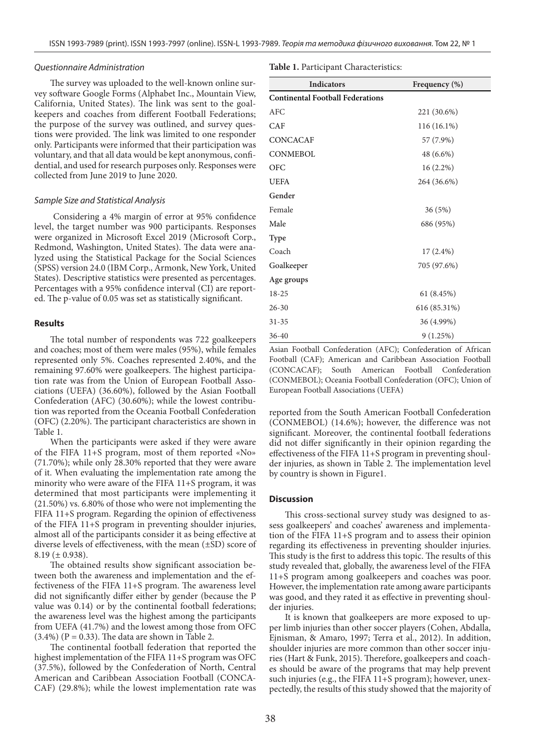### *Questionnaire Administration*

The survey was uploaded to the well-known online survey software Google Forms (Alphabet Inc., Mountain View, California, United States). The link was sent to the goalkeepers and coaches from different Football Federations; the purpose of the survey was outlined, and survey questions were provided. The link was limited to one responder only. Participants were informed that their participation was voluntary, and that all data would be kept anonymous, confidential, and used for research purposes only. Responses were collected from June 2019 to June 2020.

### *Sample Size and Statistical Analysis*

Considering a 4% margin of error at 95% confidence level, the target number was 900 participants. Responses were organized in Microsoft Excel 2019 (Microsoft Corp., Redmond, Washington, United States). The data were analyzed using the Statistical Package for the Social Sciences (SPSS) version 24.0 (IBM Corp., Armonk, New York, United States). Descriptive statistics were presented as percentages. Percentages with a 95% confidence interval (CI) are reported. The p-value of 0.05 was set as statistically significant.

## Results

The total number of respondents was 722 goalkeepers and coaches; most of them were males (95%), while females represented only 5%. Coaches represented 2.40%, and the remaining 97.60% were goalkeepers. The highest participation rate was from the Union of European Football Associations (UEFA) (36.60%), followed by the Asian Football Confederation (AFC) (30.60%); while the lowest contribution was reported from the Oceania Football Confederation (OFC) (2.20%). The participant characteristics are shown in Table 1.

When the participants were asked if they were aware of the FIFA 11+S program, most of them reported «No» (71.70%); while only 28.30% reported that they were aware of it. When evaluating the implementation rate among the minority who were aware of the FIFA 11+S program, it was determined that most participants were implementing it (21.50%) vs. 6.80% of those who were not implementing the FIFA 11+S program. Regarding the opinion of effectiveness of the FIFA 11+S program in preventing shoulder injuries, almost all of the participants consider it as being effective at diverse levels of effectiveness, with the mean (±SD) score of 8.19 (± 0.938).

The obtained results show significant association between both the awareness and implementation and the effectiveness of the FIFA 11+S program. The awareness level did not significantly differ either by gender (because the P value was 0.14) or by the continental football federations; the awareness level was the highest among the participants from UEFA (41.7%) and the lowest among those from OFC (3.4%) (P = 0.33). The data are shown in Table 2.

The continental football federation that reported the highest implementation of the FIFA 11+S program was OFC (37.5%), followed by the Confederation of North, Central American and Caribbean Association Football (CONCACAF) (29.8%); while the lowest implementation rate was reported from the South American Football Confederation (CONMEBOL) (14.6%); however, the difference was not significant. Moreover, the continental football federations did not differ significantly in their opinion regarding the effectiveness of the FIFA 11+S program in preventing shoulder injuries, as shown in Table 2. The implementation level by country is shown in Figure1.

**Table 1.** Participant Characteristics:

| Indicators | Frequency (%) |
|---|---|
| **Continental Football Federations** | |
| AFC | 221 (30.6%) |
| CAF | 116 (16.1%) |
| CONCACAF | 57 (7.9%) |
| CONMEBOL | 48 (6.6%) |
| OFC | 16 (2.2%) |
| UEFA | 264 (36.6%) |
| **Gender** | |
| Female | 36 (5%) |
| Male | 686 (95%) |
| **Type** | |
| Coach | 17 (2.4%) |
| Goalkeeper | 705 (97.6%) |
| **Age groups** | |
| 18-25 | 61 (8.45%) |
| 26-30 | 616 (85.31%) |
| 31-35 | 36 (4.99%) |
| 36-40 | 9 (1.25%) |

Asian Football Confederation (AFC); Confederation of African Football (CAF); American and Caribbean Association Football (CONCACAF); South American Football Confederation (CONMEBOL); Oceania Football Confederation (OFC); Union of European Football Associations (UEFA)

## Discussion

This cross-sectional survey study was designed to assess goalkeepers' and coaches' awareness and implementation of the FIFA 11+S program and to assess their opinion regarding its effectiveness in preventing shoulder injuries. This study is the first to address this topic. The results of this study revealed that, globally, the awareness level of the FIFA 11+S program among goalkeepers and coaches was poor. However, the implementation rate among aware participants was good, and they rated it as effective in preventing shoulder injuries.

It is known that goalkeepers are more exposed to upper limb injuries than other soccer players (Cohen, Abdalla, Ejnisman, & Amaro, 1997; Terra et al., 2012). In addition, shoulder injuries are more common than other soccer injuries (Hart & Funk, 2015). Therefore, goalkeepers and coaches should be aware of the programs that may help prevent such injuries (e.g., the FIFA 11+S program); however, unexpectedly, the results of this study showed that the majority of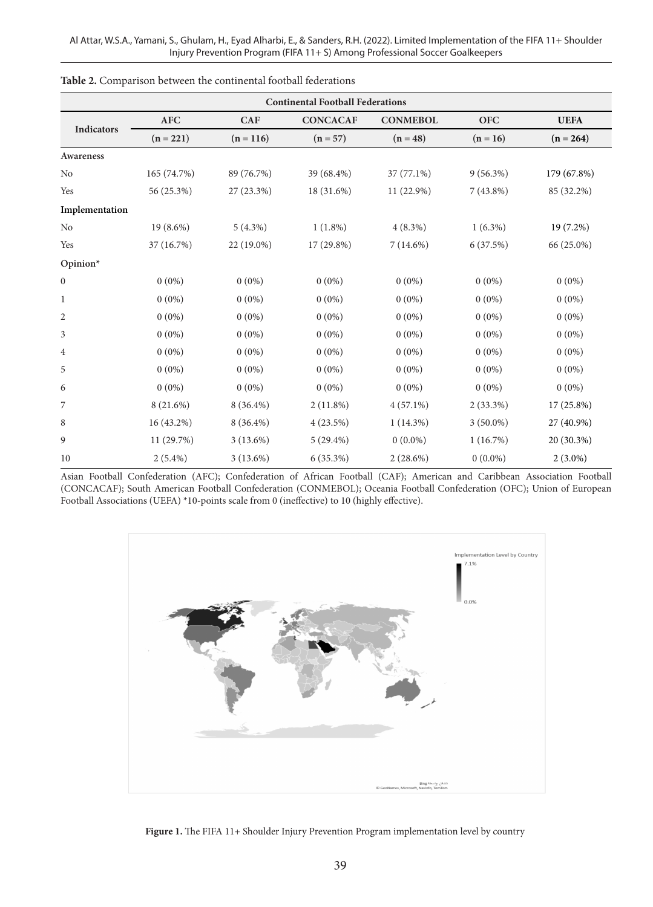**Table 2.** Comparison between the continental football federations

| Indicators | Continental Football Federations | | | | | |
|---|---|---|---|---|---|---|
| | AFC | CAF | CONCACAF | CONMEBOL | OFC | UEFA |
| | (n = 221) | (n = 116) | (n = 57) | (n = 48) | (n = 16) | (n = 264) |
| **Awareness** | | | | | | |
| No | 165 (74.7%) | 89 (76.7%) | 39 (68.4%) | 37 (77.1%) | 9 (56.3%) | 179 (67.8%) |
| Yes | 56 (25.3%) | 27 (23.3%) | 18 (31.6%) | 11 (22.9%) | 7 (43.8%) | 85 (32.2%) |
| **Implementation** | | | | | | |
| No | 19 (8.6%) | 5 (4.3%) | 1 (1.8%) | 4 (8.3%) | 1 (6.3%) | 19 (7.2%) |
| Yes | 37 (16.7%) | 22 (19.0%) | 17 (29.8%) | 7 (14.6%) | 6 (37.5%) | 66 (25.0%) |
| **Opinion*** | | | | | | |
| 0 | 0 (0%) | 0 (0%) | 0 (0%) | 0 (0%) | 0 (0%) | 0 (0%) |
| 1 | 0 (0%) | 0 (0%) | 0 (0%) | 0 (0%) | 0 (0%) | 0 (0%) |
| 2 | 0 (0%) | 0 (0%) | 0 (0%) | 0 (0%) | 0 (0%) | 0 (0%) |
| 3 | 0 (0%) | 0 (0%) | 0 (0%) | 0 (0%) | 0 (0%) | 0 (0%) |
| 4 | 0 (0%) | 0 (0%) | 0 (0%) | 0 (0%) | 0 (0%) | 0 (0%) |
| 5 | 0 (0%) | 0 (0%) | 0 (0%) | 0 (0%) | 0 (0%) | 0 (0%) |
| 6 | 0 (0%) | 0 (0%) | 0 (0%) | 0 (0%) | 0 (0%) | 0 (0%) |
| 7 | 8 (21.6%) | 8 (36.4%) | 2 (11.8%) | 4 (57.1%) | 2 (33.3%) | 17 (25.8%) |
| 8 | 16 (43.2%) | 8 (36.4%) | 4 (23.5%) | 1 (14.3%) | 3 (50.0%) | 27 (40.9%) |
| 9 | 11 (29.7%) | 3 (13.6%) | 5 (29.4%) | 0 (0.0%) | 1 (16.7%) | 20 (30.3%) |
| 10 | 2 (5.4%) | 3 (13.6%) | 6 (35.3%) | 2 (28.6%) | 0 (0.0%) | 2 (3.0%) |

Asian Football Confederation (AFC); Confederation of African Football (CAF); American and Caribbean Association Football (CONCACAF); South American Football Confederation (CONMEBOL); Oceania Football Confederation (OFC); Union of European Football Associations (UEFA) *10-points scale from 0 (ineffective) to 10 (highly effective).

**Figure 1.** The FIFA 11+ Shoulder Injury Prevention Program implementation level by country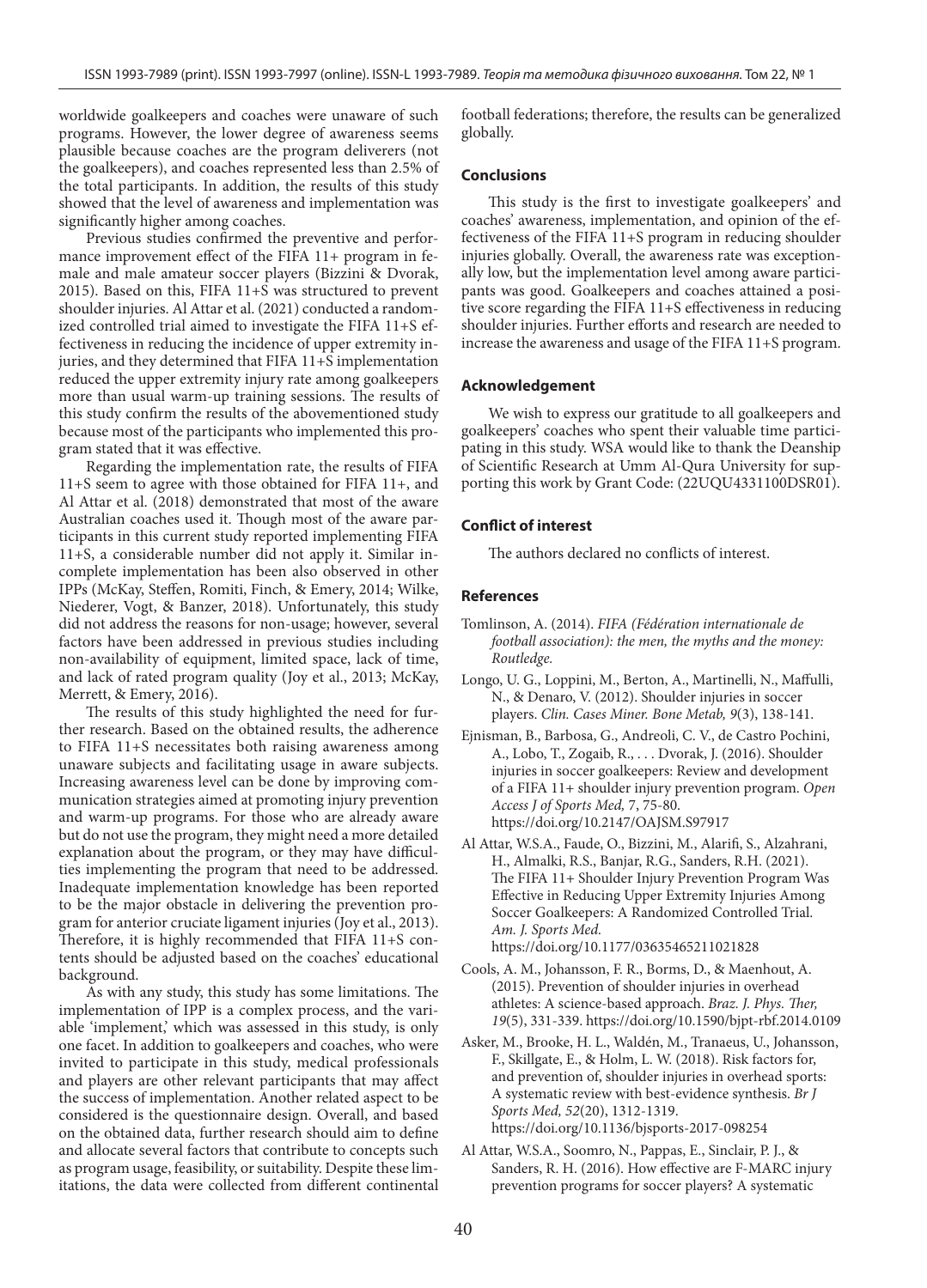worldwide goalkeepers and coaches were unaware of such programs. However, the lower degree of awareness seems plausible because coaches are the program deliverers (not the goalkeepers), and coaches represented less than 2.5% of the total participants. In addition, the results of this study showed that the level of awareness and implementation was significantly higher among coaches.

Previous studies confirmed the preventive and performance improvement effect of the FIFA 11+ program in female and male amateur soccer players (Bizzini & Dvorak, 2015). Based on this, FIFA 11+S was structured to prevent shoulder injuries. Al Attar et al. (2021) conducted a randomized controlled trial aimed to investigate the FIFA 11+S effectiveness in reducing the incidence of upper extremity injuries, and they determined that FIFA 11+S implementation reduced the upper extremity injury rate among goalkeepers more than usual warm-up training sessions. The results of this study confirm the results of the abovementioned study because most of the participants who implemented this program stated that it was effective.

Regarding the implementation rate, the results of FIFA 11+S seem to agree with those obtained for FIFA 11+, and Al Attar et al. (2018) demonstrated that most of the aware Australian coaches used it. Though most of the aware participants in this current study reported implementing FIFA 11+S, a considerable number did not apply it. Similar incomplete implementation has been also observed in other IPPs (McKay, Steffen, Romiti, Finch, & Emery, 2014; Wilke, Niederer, Vogt, & Banzer, 2018). Unfortunately, this study did not address the reasons for non-usage; however, several factors have been addressed in previous studies including non-availability of equipment, limited space, lack of time, and lack of rated program quality (Joy et al., 2013; McKay, Merrett, & Emery, 2016).

The results of this study highlighted the need for further research. Based on the obtained results, the adherence to FIFA 11+S necessitates both raising awareness among unaware subjects and facilitating usage in aware subjects. Increasing awareness level can be done by improving communication strategies aimed at promoting injury prevention and warm-up programs. For those who are already aware but do not use the program, they might need a more detailed explanation about the program, or they may have difficulties implementing the program that need to be addressed. Inadequate implementation knowledge has been reported to be the major obstacle in delivering the prevention program for anterior cruciate ligament injuries (Joy et al., 2013). Therefore, it is highly recommended that FIFA 11+S contents should be adjusted based on the coaches' educational background.

As with any study, this study has some limitations. The implementation of IPP is a complex process, and the variable 'implement,' which was assessed in this study, is only one facet. In addition to goalkeepers and coaches, who were invited to participate in this study, medical professionals and players are other relevant participants that may affect the success of implementation. Another related aspect to be considered is the questionnaire design. Overall, and based on the obtained data, further research should aim to define and allocate several factors that contribute to concepts such as program usage, feasibility, or suitability. Despite these limitations, the data were collected from different continental football federations; therefore, the results can be generalized globally.

### Conclusions

This study is the first to investigate goalkeepers' and coaches' awareness, implementation, and opinion of the effectiveness of the FIFA 11+S program in reducing shoulder injuries globally. Overall, the awareness rate was exceptionally low, but the implementation level among aware participants was good. Goalkeepers and coaches attained a positive score regarding the FIFA 11+S effectiveness in reducing shoulder injuries. Further efforts and research are needed to increase the awareness and usage of the FIFA 11+S program.

### Acknowledgement

We wish to express our gratitude to all goalkeepers and goalkeepers' coaches who spent their valuable time participating in this study. WSA would like to thank the Deanship of Scientific Research at Umm Al-Qura University for supporting this work by Grant Code: (22UQU4331100DSR01).

### Conflict of interest

The authors declared no conflicts of interest.

### References

Tomlinson, A. (2014). *FIFA (Fédération internationale de football association): the men, the myths and the money: Routledge.*

Longo, U. G., Loppini, M., Berton, A., Martinelli, N., Maffulli, N., & Denaro, V. (2012). Shoulder injuries in soccer players. *Clin. Cases Miner. Bone Metab, 9*(3), 138-141.

Ejnisman, B., Barbosa, G., Andreoli, C. V., de Castro Pochini, A., Lobo, T., Zogaib, R., . . . Dvorak, J. (2016). Shoulder injuries in soccer goalkeepers: Review and development of a FIFA 11+ shoulder injury prevention program. *Open Access J of Sports Med,* 7, 75-80. https://doi.org/10.2147/OAJSM.S97917

Al Attar, W.S.A., Faude, O., Bizzini, M., Alarifi, S., Alzahrani, H., Almalki, R.S., Banjar, R.G., Sanders, R.H. (2021). The FIFA 11+ Shoulder Injury Prevention Program Was Effective in Reducing Upper Extremity Injuries Among Soccer Goalkeepers: A Randomized Controlled Trial. *Am. J. Sports Med.* https://doi.org/10.1177/03635465211021828

Cools, A. M., Johansson, F. R., Borms, D., & Maenhout, A. (2015). Prevention of shoulder injuries in overhead athletes: A science-based approach. *Braz. J. Phys. Ther, 19*(5), 331-339. https://doi.org/10.1590/bjpt-rbf.2014.0109

Asker, M., Brooke, H. L., Waldén, M., Tranaeus, U., Johansson, F., Skillgate, E., & Holm, L. W. (2018). Risk factors for, and prevention of, shoulder injuries in overhead sports: A systematic review with best-evidence synthesis. *Br J Sports Med, 52*(20), 1312-1319. https://doi.org/10.1136/bjsports-2017-098254

Al Attar, W.S.A., Soomro, N., Pappas, E., Sinclair, P. J., & Sanders, R. H. (2016). How effective are F-MARC injury prevention programs for soccer players? A systematic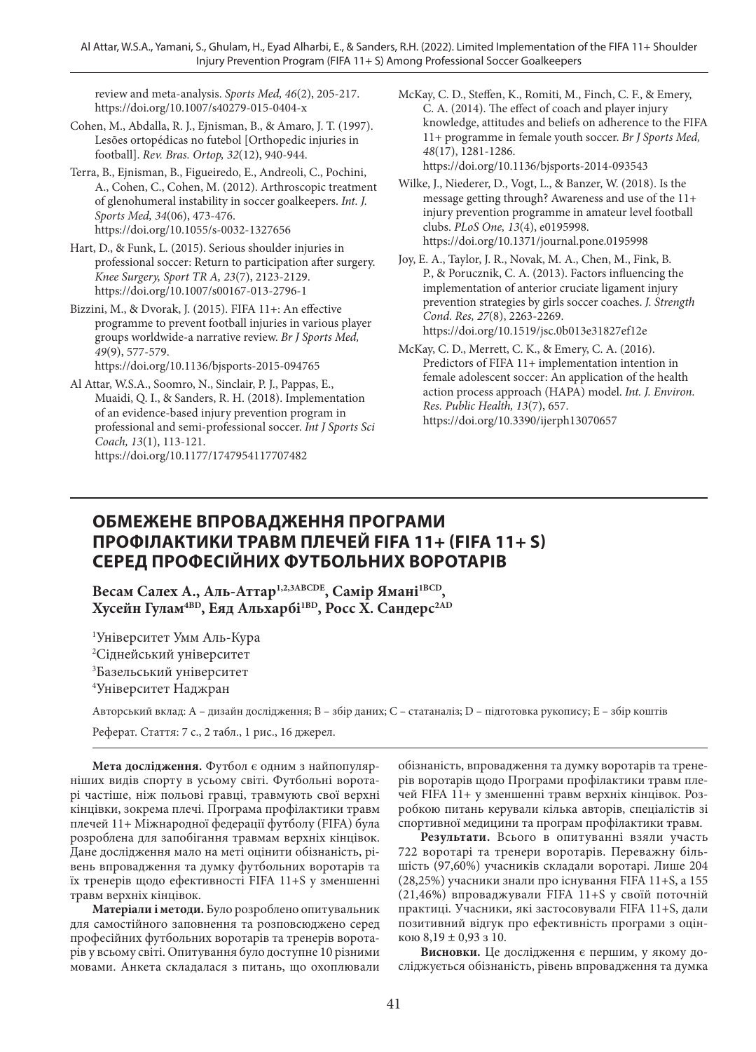review and meta-analysis. *Sports Med, 46*(2), 205-217. https://doi.org/10.1007/s40279-015-0404-x

Cohen, M., Abdalla, R. J., Ejnisman, B., & Amaro, J. T. (1997). Lesões ortopédicas no futebol [Orthopedic injuries in football]. *Rev. Bras. Ortop, 32*(12), 940-944.

Terra, B., Ejnisman, B., Figueiredo, E., Andreoli, C., Pochini, A., Cohen, C., Cohen, M. (2012). Arthroscopic treatment of glenohumeral instability in soccer goalkeepers. *Int. J. Sports Med, 34*(06), 473-476. https://doi.org/10.1055/s-0032-1327656

Hart, D., & Funk, L. (2015). Serious shoulder injuries in professional soccer: Return to participation after surgery. *Knee Surgery, Sport TR A, 23*(7), 2123-2129. https://doi.org/10.1007/s00167-013-2796-1

Bizzini, M., & Dvorak, J. (2015). FIFA 11+: An effective programme to prevent football injuries in various player groups worldwide-a narrative review. *Br J Sports Med, 49*(9), 577-579. https://doi.org/10.1136/bjsports-2015-094765

Al Attar, W.S.A., Soomro, N., Sinclair, P. J., Pappas, E., Muaidi, Q. I., & Sanders, R. H. (2018). Implementation of an evidence-based injury prevention program in professional and semi-professional soccer. *Int J Sports Sci Coach, 13*(1), 113-121. https://doi.org/10.1177/1747954117707482

McKay, C. D., Steffen, K., Romiti, M., Finch, C. F., & Emery, C. A. (2014). The effect of coach and player injury knowledge, attitudes and beliefs on adherence to the FIFA 11+ programme in female youth soccer. *Br J Sports Med, 48*(17), 1281-1286. https://doi.org/10.1136/bjsports-2014-093543

Wilke, J., Niederer, D., Vogt, L., & Banzer, W. (2018). Is the message getting through? Awareness and use of the 11+ injury prevention programme in amateur level football clubs. *PLoS One, 13*(4), e0195998. https://doi.org/10.1371/journal.pone.0195998

Joy, E. A., Taylor, J. R., Novak, M. A., Chen, M., Fink, B. P., & Porucznik, C. A. (2013). Factors influencing the implementation of anterior cruciate ligament injury prevention strategies by girls soccer coaches. *J. Strength Cond. Res, 27*(8), 2263-2269. https://doi.org/10.1519/jsc.0b013e31827ef12e

McKay, C. D., Merrett, C. K., & Emery, C. A. (2016). Predictors of FIFA 11+ implementation intention in female adolescent soccer: An application of the health action process approach (HAPA) model. *Int. J. Environ. Res. Public Health, 13*(7), 657. https://doi.org/10.3390/ijerph13070657

# ОБМЕЖЕНЕ ВПРОВАДЖЕННЯ ПРОГРАМИ ПРОФІЛАКТИКИ ТРАВМ ПЛЕЧЕЙ FIFA 11+ (FIFA 11+ S) СЕРЕД ПРОФЕСІЙНИХ ФУТБОЛЬНИХ ВОРОТАРІВ

**Весам Салех А., Аль-Аттар[1,2,3ABCDE], Самір Ямані[1BCD], Хусейн Гулам[4BD], Еяд Альхарбі[1BD], Росс Х. Сандерс[2AD]**

[1]Університет Умм Аль-Кура
[2]Сіднейський університет
[3]Базельський університет
[4]Університет Наджран

Авторський вклад: A – дизайн дослідження; B – збір даних; C – статаналіз; D – підготовка рукопису; E – збір коштів

Реферат. Стаття: 7 с., 2 табл., 1 рис., 16 джерел.

**Мета дослідження.** Футбол є одним з найпопулярніших видів спорту в усьому світі. Футбольні воротарі частіше, ніж польові гравці, травмують свої верхні кінцівки, зокрема плечі. Програма профілактики травм плечей 11+ Міжнародної федерації футболу (FIFA) була розроблена для запобігання травмам верхніх кінцівок. Дане дослідження мало на меті оцінити обізнаність, рівень впровадження та думку футбольних воротарів та їх тренерів щодо ефективності FIFA 11+S у зменшенні травм верхніх кінцівок.

**Матеріали і методи.** Було розроблено опитувальник для самостійного заповнення та розповсюджено серед професійних футбольних воротарів та тренерів воротарів у всьому світі. Опитування було доступне 10 різними мовами. Анкета складалася з питань, що охоплювали обізнаність, впровадження та думку воротарів та тренерів воротарів щодо Програми профілактики травм плечей FIFA 11+ у зменшенні травм верхніх кінцівок. Розробкою питань керували кілька авторів, спеціалістів зі спортивної медицини та програм профілактики травм.

**Результати.** Всього в опитуванні взяли участь 722 воротарі та тренери воротарів. Переважну більшість (97,60%) учасників складали воротарі. Лише 204 (28,25%) учасники знали про існування FIFA 11+S, а 155 (21,46%) впроваджували FIFA 11+S у своїй поточній практиці. Учасники, які застосовували FIFA 11+S, дали позитивний відгук про ефективність програми з оцінкою 8,19 ± 0,93 з 10.

**Висновки.** Це дослідження є першим, у якому досліджується обізнаність, рівень впровадження та думка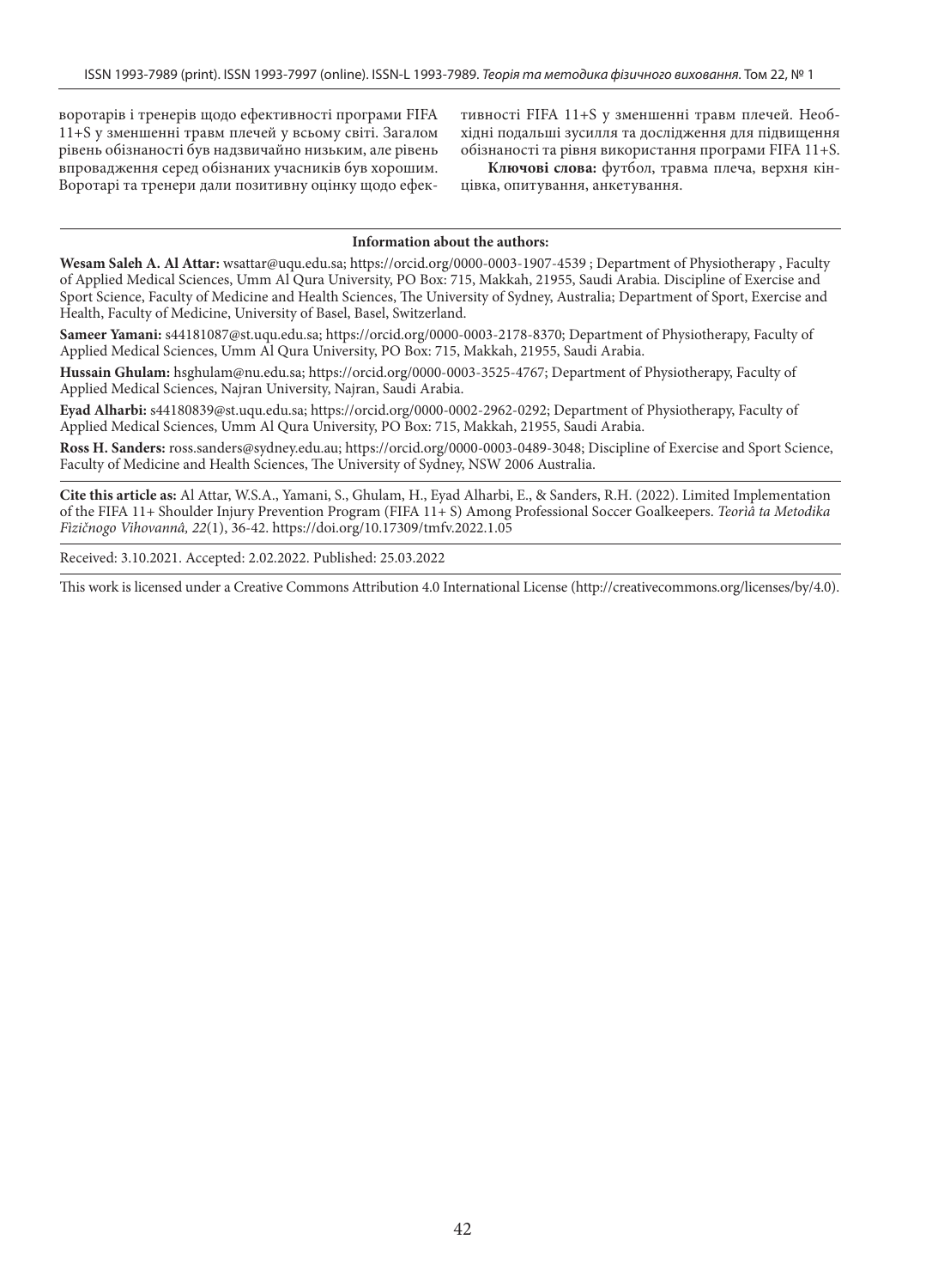воротарів і тренерів щодо ефективності програми FIFA 11+S у зменшенні травм плечей у всьому світі. Загалом рівень обізнаності був надзвичайно низьким, але рівень впровадження серед обізнаних учасників був хорошим. Воротарі та тренери дали позитивну оцінку щодо ефективності FIFA 11+S у зменшенні травм плечей. Необхідні подальші зусилля та дослідження для підвищення обізнаності та рівня використання програми FIFA 11+S.

**Ключові слова:** футбол, травма плеча, верхня кінцівка, опитування, анкетування.

---

**Information about the authors:**

**Wesam Saleh A. Al Attar:** wsattar@uqu.edu.sa; https://orcid.org/0000-0003-1907-4539 ; Department of Physiotherapy , Faculty of Applied Medical Sciences, Umm Al Qura University, PO Box: 715, Makkah, 21955, Saudi Arabia. Discipline of Exercise and Sport Science, Faculty of Medicine and Health Sciences, The University of Sydney, Australia; Department of Sport, Exercise and Health, Faculty of Medicine, University of Basel, Basel, Switzerland.

**Sameer Yamani:** s44181087@st.uqu.edu.sa; https://orcid.org/0000-0003-2178-8370; Department of Physiotherapy, Faculty of Applied Medical Sciences, Umm Al Qura University, PO Box: 715, Makkah, 21955, Saudi Arabia.

**Hussain Ghulam:** hsghulam@nu.edu.sa; https://orcid.org/0000-0003-3525-4767; Department of Physiotherapy, Faculty of Applied Medical Sciences, Najran University, Najran, Saudi Arabia.

**Eyad Alharbi:** s44180839@st.uqu.edu.sa; https://orcid.org/0000-0002-2962-0292; Department of Physiotherapy, Faculty of Applied Medical Sciences, Umm Al Qura University, PO Box: 715, Makkah, 21955, Saudi Arabia.

**Ross H. Sanders:** ross.sanders@sydney.edu.au; https://orcid.org/0000-0003-0489-3048; Discipline of Exercise and Sport Science, Faculty of Medicine and Health Sciences, The University of Sydney, NSW 2006 Australia.

---

**Cite this article as:** Al Attar, W.S.A., Yamani, S., Ghulam, H., Eyad Alharbi, E., & Sanders, R.H. (2022). Limited Implementation of the FIFA 11+ Shoulder Injury Prevention Program (FIFA 11+ S) Among Professional Soccer Goalkeepers. *Teorìâ ta Metodika Fìzičnogo Vihovannâ, 22*(1), 36-42. https://doi.org/10.17309/tmfv.2022.1.05

---

Received: 3.10.2021. Accepted: 2.02.2022. Published: 25.03.2022

---

This work is licensed under a Creative Commons Attribution 4.0 International License (http://creativecommons.org/licenses/by/4.0).